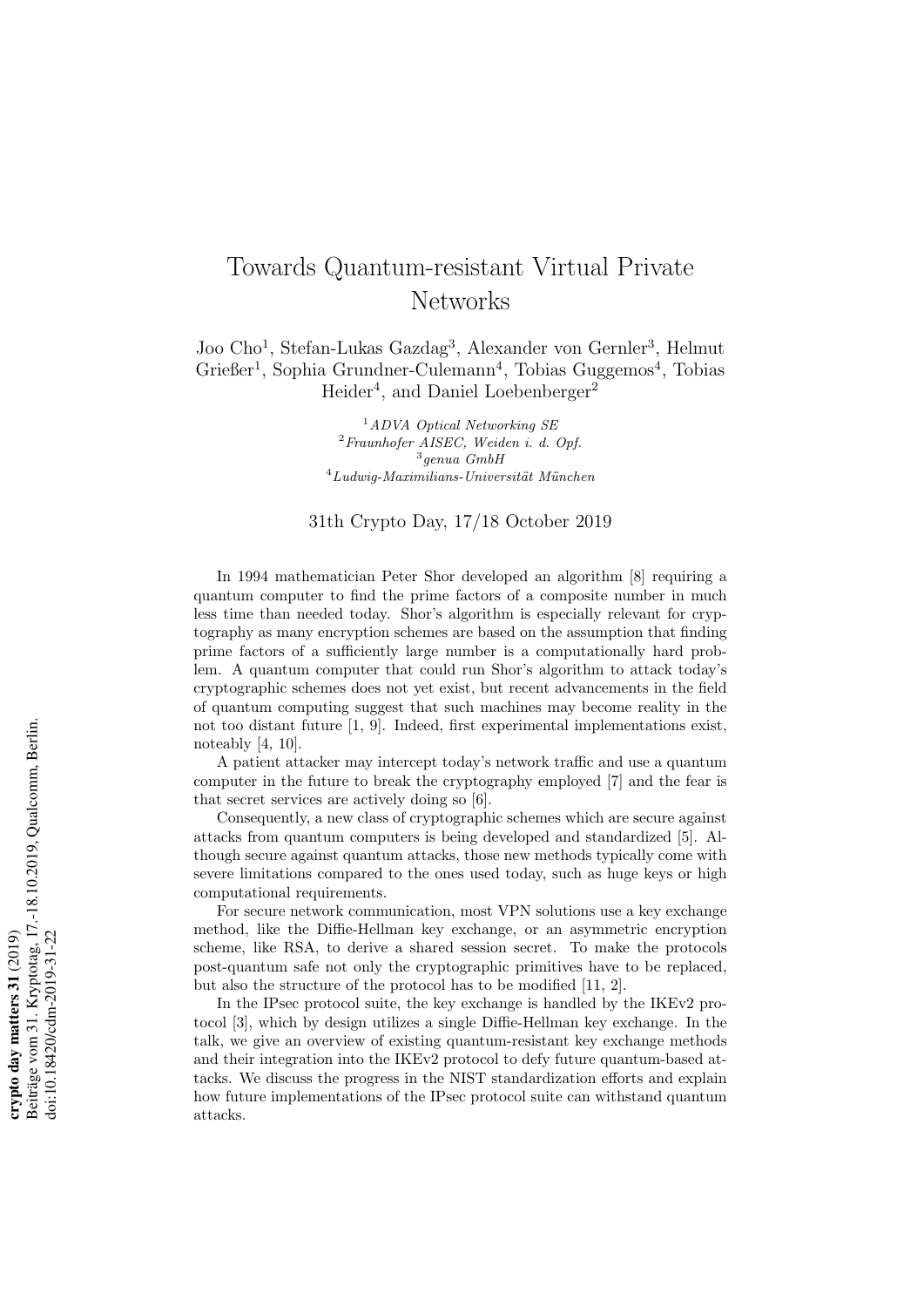# Towards Quantum-resistant Virtual Private Networks

Joo Cho[1], Stefan-Lukas Gazdag[3], Alexander von Gernler[3], Helmut Grießer[1], Sophia Grundner-Culemann[4], Tobias Guggemos[4], Tobias Heider[4], and Daniel Loebenberger[2]

[1] *ADVA Optical Networking SE*
[2] *Fraunhofer AISEC, Weiden i. d. Opf.*
[3] *genua GmbH*
[4] *Ludwig-Maximilians-Universität München*

31th Crypto Day, 17/18 October 2019

In 1994 mathematician Peter Shor developed an algorithm [8] requiring a quantum computer to find the prime factors of a composite number in much less time than needed today. Shor's algorithm is especially relevant for cryptography as many encryption schemes are based on the assumption that finding prime factors of a sufficiently large number is a computationally hard problem. A quantum computer that could run Shor's algorithm to attack today's cryptographic schemes does not yet exist, but recent advancements in the field of quantum computing suggest that such machines may become reality in the not too distant future [1, 9]. Indeed, first experimental implementations exist, noteably [4, 10].

A patient attacker may intercept today's network traffic and use a quantum computer in the future to break the cryptography employed [7] and the fear is that secret services are actively doing so [6].

Consequently, a new class of cryptographic schemes which are secure against attacks from quantum computers is being developed and standardized [5]. Although secure against quantum attacks, those new methods typically come with severe limitations compared to the ones used today, such as huge keys or high computational requirements.

For secure network communication, most VPN solutions use a key exchange method, like the Diffie-Hellman key exchange, or an asymmetric encryption scheme, like RSA, to derive a shared session secret. To make the protocols post-quantum safe not only the cryptographic primitives have to be replaced, but also the structure of the protocol has to be modified [11, 2].

In the IPsec protocol suite, the key exchange is handled by the IKEv2 protocol [3], which by design utilizes a single Diffie-Hellman key exchange. In the talk, we give an overview of existing quantum-resistant key exchange methods and their integration into the IKEv2 protocol to defy future quantum-based attacks. We discuss the progress in the NIST standardization efforts and explain how future implementations of the IPsec protocol suite can withstand quantum attacks.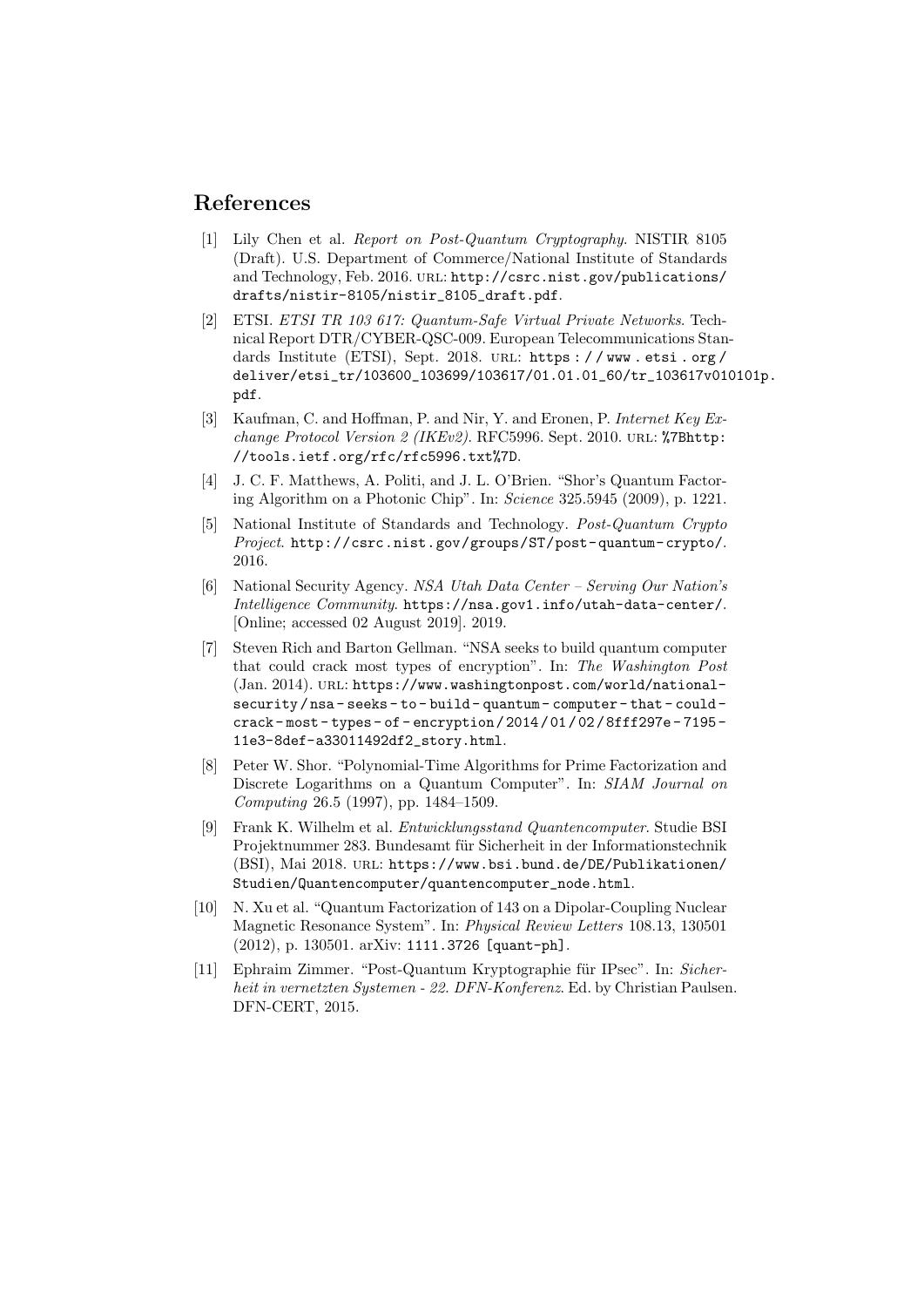## References

[1] Lily Chen et al. *Report on Post-Quantum Cryptography*. NISTIR 8105 (Draft). U.S. Department of Commerce/National Institute of Standards and Technology, Feb. 2016. URL: http://csrc.nist.gov/publications/drafts/nistir-8105/nistir_8105_draft.pdf.

[2] ETSI. *ETSI TR 103 617: Quantum-Safe Virtual Private Networks*. Technical Report DTR/CYBER-QSC-009. European Telecommunications Standards Institute (ETSI), Sept. 2018. URL: https://www.etsi.org/deliver/etsi_tr/103600_103699/103617/01.01.01_60/tr_103617v010101p.pdf.

[3] Kaufman, C. and Hoffman, P. and Nir, Y. and Eronen, P. *Internet Key Exchange Protocol Version 2 (IKEv2)*. RFC5996. Sept. 2010. URL: %7Bhttp://tools.ietf.org/rfc/rfc5996.txt%7D.

[4] J. C. F. Matthews, A. Politi, and J. L. O'Brien. "Shor's Quantum Factoring Algorithm on a Photonic Chip". In: *Science* 325.5945 (2009), p. 1221.

[5] National Institute of Standards and Technology. *Post-Quantum Crypto Project*. http://csrc.nist.gov/groups/ST/post-quantum-crypto/. 2016.

[6] National Security Agency. *NSA Utah Data Center – Serving Our Nation's Intelligence Community*. https://nsa.gov1.info/utah-data-center/. [Online; accessed 02 August 2019]. 2019.

[7] Steven Rich and Barton Gellman. "NSA seeks to build quantum computer that could crack most types of encryption". In: *The Washington Post* (Jan. 2014). URL: https://www.washingtonpost.com/world/national-security/nsa-seeks-to-build-quantum-computer-that-could-crack-most-types-of-encryption/2014/01/02/8fff297e-7195-11e3-8def-a33011492df2_story.html.

[8] Peter W. Shor. "Polynomial-Time Algorithms for Prime Factorization and Discrete Logarithms on a Quantum Computer". In: *SIAM Journal on Computing* 26.5 (1997), pp. 1484–1509.

[9] Frank K. Wilhelm et al. *Entwicklungsstand Quantencomputer*. Studie BSI Projektnummer 283. Bundesamt für Sicherheit in der Informationstechnik (BSI), Mai 2018. URL: https://www.bsi.bund.de/DE/Publikationen/Studien/Quantencomputer/quantencomputer_node.html.

[10] N. Xu et al. "Quantum Factorization of 143 on a Dipolar-Coupling Nuclear Magnetic Resonance System". In: *Physical Review Letters* 108.13, 130501 (2012), p. 130501. arXiv: 1111.3726 [quant-ph].

[11] Ephraim Zimmer. "Post-Quantum Kryptographie für IPsec". In: *Sicherheit in vernetzten Systemen - 22. DFN-Konferenz*. Ed. by Christian Paulsen. DFN-CERT, 2015.